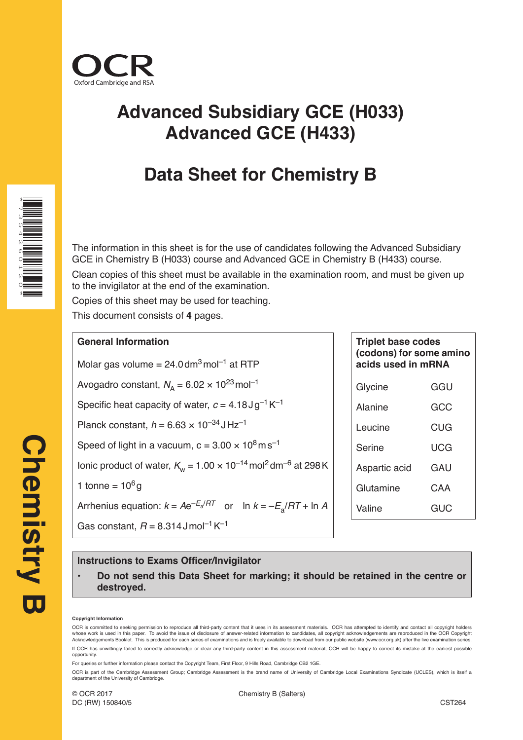OCR

Oxford Cambridge and RSA

# Advanced Subsidiary GCE (H033)
# Advanced GCE (H433)

## Data Sheet for Chemistry B

The information in this sheet is for the use of candidates following the Advanced Subsidiary GCE in Chemistry B (H033) course and Advanced GCE in Chemistry B (H433) course.

Clean copies of this sheet must be available in the examination room, and must be given up to the invigilator at the end of the examination.

Copies of this sheet may be used for teaching.

This document consists of **4** pages.

### General Information

Molar gas volume = $24.0\,\text{dm}^3\,\text{mol}^{-1}$ at RTP

Avogadro constant, $N_A = 6.02 \times 10^{23}\,\text{mol}^{-1}$

Specific heat capacity of water, $c = 4.18\,\text{J}\,\text{g}^{-1}\,\text{K}^{-1}$

Planck constant, $h = 6.63 \times 10^{-34}\,\text{J}\,\text{Hz}^{-1}$

Speed of light in a vacuum, $c = 3.00 \times 10^{8}\,\text{m}\,\text{s}^{-1}$

Ionic product of water, $K_w = 1.00 \times 10^{-14}\,\text{mol}^2\,\text{dm}^{-6}$ at 298 K

1 tonne = $10^6$ g

Arrhenius equation: $k = Ae^{-E_a/RT}$ or $\ln k = -E_a/RT + \ln A$

Gas constant, $R = 8.314\,\text{J}\,\text{mol}^{-1}\,\text{K}^{-1}$

### Triplet base codes (codons) for some amino acids used in mRNA

| Amino acid | Codon |
|---|---|
| Glycine | GGU |
| Alanine | GCC |
| Leucine | CUG |
| Serine | UCG |
| Aspartic acid | GAU |
| Glutamine | CAA |
| Valine | GUC |

**Instructions to Exams Officer/Invigilator**

- **Do not send this Data Sheet for marking; it should be retained in the centre or destroyed.**

**Copyright Information**

OCR is committed to seeking permission to reproduce all third-party content that it uses in its assessment materials. OCR has attempted to identify and contact all copyright holders whose work is used in this paper. To avoid the issue of disclosure of answer-related information to candidates, all copyright acknowledgements are reproduced in the OCR Copyright Acknowledgements Booklet. This is produced for each series of examinations and is freely available to download from our public website (www.ocr.org.uk) after the live examination series.

If OCR has unwittingly failed to correctly acknowledge or clear any third-party content in this assessment material, OCR will be happy to correct its mistake at the earliest possible opportunity.

For queries or further information please contact the Copyright Team, First Floor, 9 Hills Road, Cambridge CB2 1GE.

OCR is part of the Cambridge Assessment Group; Cambridge Assessment is the brand name of University of Cambridge Local Examinations Syndicate (UCLES), which is itself a department of the University of Cambridge.

© OCR 2017 Chemistry B (Salters)

DC (RW) 150840/5 CST264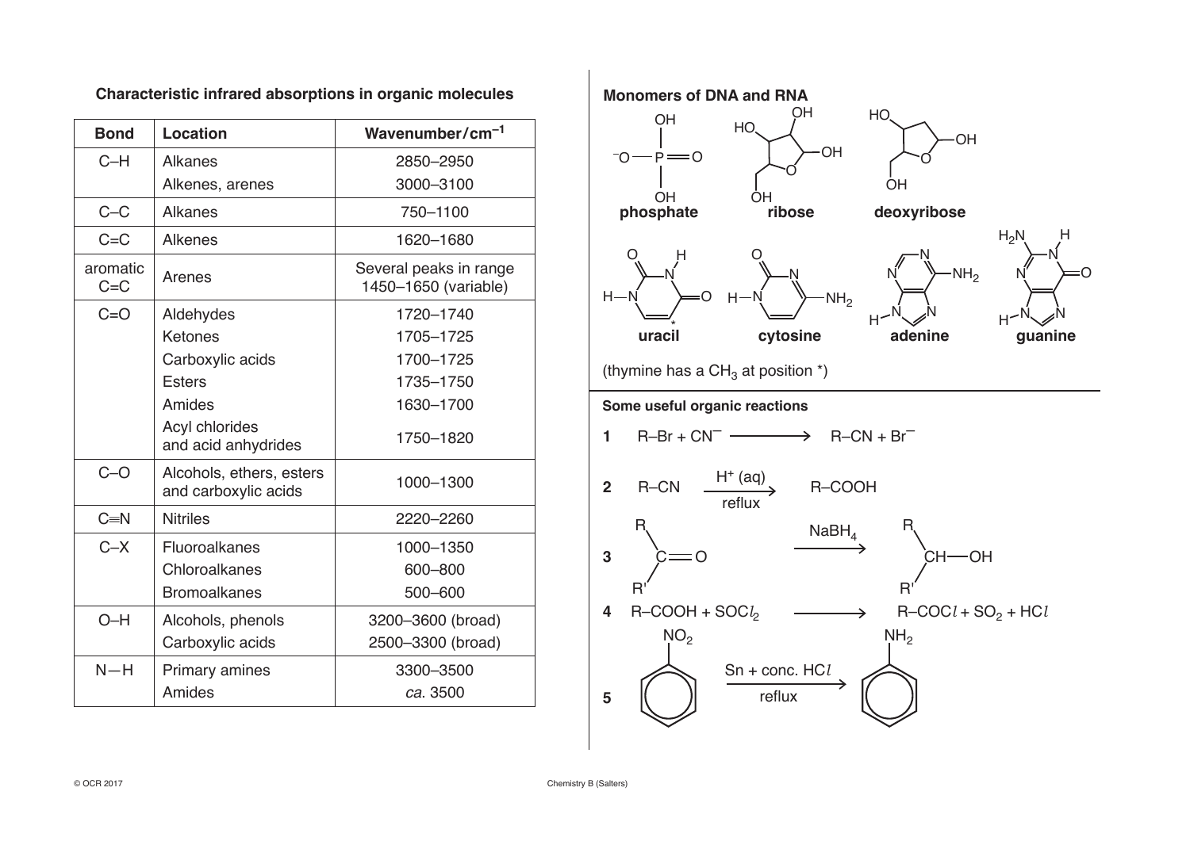## Characteristic infrared absorptions in organic molecules

| Bond | Location | Wavenumber/$cm^{-1}$ |
|---|---|---|
| C–H | Alkanes | 2850–2950 |
| | Alkenes, arenes | 3000–3100 |
| C–C | Alkanes | 750–1100 |
| C=C | Alkenes | 1620–1680 |
| aromatic C=C | Arenes | Several peaks in range 1450–1650 (variable) |
| C=O | Aldehydes | 1720–1740 |
| | Ketones | 1705–1725 |
| | Carboxylic acids | 1700–1725 |
| | Esters | 1735–1750 |
| | Amides | 1630–1700 |
| | Acyl chlorides and acid anhydrides | 1750–1820 |
| C–O | Alcohols, ethers, esters and carboxylic acids | 1000–1300 |
| C≡N | Nitriles | 2220–2260 |
| C–X | Fluoroalkanes | 1000–1350 |
| | Chloroalkanes | 600–800 |
| | Bromoalkanes | 500–600 |
| O–H | Alcohols, phenols | 3200–3600 (broad) |
| | Carboxylic acids | 2500–3300 (broad) |
| N–H | Primary amines | 3300–3500 |
| | Amides | *ca.* 3500 |

## Monomers of DNA and RNA

**phosphate** **ribose** **deoxyribose**

**uracil** **cytosine** **adenine** **guanine**

(thymine has a $CH_3$ at position *)

## Some useful organic reactions

**1** $R\text{–}Br + CN^- \longrightarrow R\text{–}CN + Br^-$

**2** $R\text{–}CN \xrightarrow[\text{reflux}]{H^+ (aq)} R\text{–}COOH$

**3** $RR'C{=}O \xrightarrow{NaBH_4} RR'CH\text{–}OH$

**4** $R\text{–}COOH + SOCl_2 \longrightarrow R\text{–}COCl + SO_2 + HCl$

**5** $C_6H_5NO_2 \xrightarrow[\text{reflux}]{Sn + \text{conc. } HCl} C_6H_5NH_2$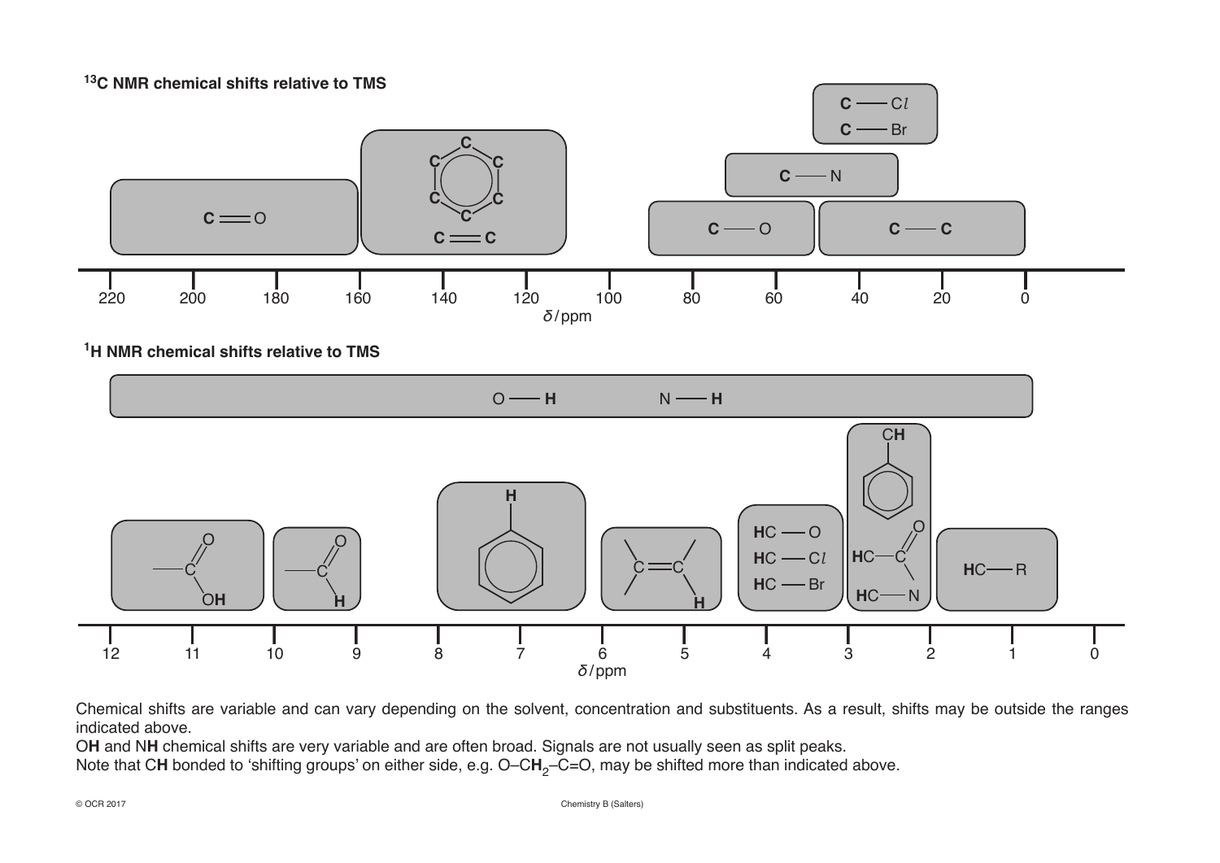## $^{13}$C NMR chemical shifts relative to TMS

| Bond | Approximate $\delta$/ppm |
|---|---|
| **C**=O | 160–220 |
| Aromatic **C**; **C**=**C** | 110–160 |
| **C**–O | 50–90 |
| **C**–N | 30–70 |
| **C**–Cl; **C**–Br | 30–70 |
| **C**–**C** | 0–50 |

$\delta$/ppm

## $^1$H NMR chemical shifts relative to TMS

| Environment | Approximate $\delta$/ppm |
|---|---|
| O–**H**; N–**H** | 0–12 |
| –COO**H** | 10–12 |
| –CHO (aldehyde **H**) | 9–10 |
| Aromatic ring **H** | 6–8 |
| C=C–**H** | 4.5–6 |
| **H**C–O; **H**C–Cl; **H**C–Br | 3–4.3 |
| C**H** attached to benzene ring; **H**C–C=O; **H**C–N | 2–3 |
| **H**C–R | 0.2–2 |

$\delta$/ppm

Chemical shifts are variable and can vary depending on the solvent, concentration and substituents. As a result, shifts may be outside the ranges indicated above.

O**H** and N**H** chemical shifts are very variable and are often broad. Signals are not usually seen as split peaks.

Note that C**H** bonded to 'shifting groups' on either side, e.g. O–C$\mathbf{H_2}$–C=O, may be shifted more than indicated above.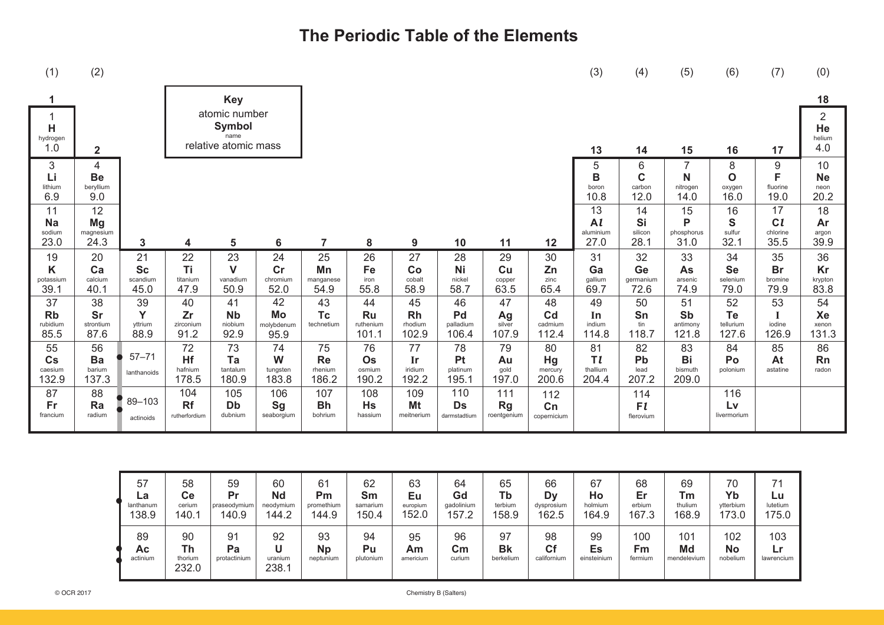# The Periodic Table of the Elements

**Key**

atomic number
**Symbol**
name
relative atomic mass

| (1) 1 | (2) 2 | 3 | 4 | 5 | 6 | 7 | 8 | 9 | 10 | 11 | 12 | (3) 13 | (4) 14 | (5) 15 | (6) 16 | (7) 17 | (0) 18 |
|---|---|---|---|---|---|---|---|---|---|---|---|---|---|---|---|---|---|
| 1 **H** hydrogen 1.0 | | | | | | | | | | | | | | | | | 2 **He** helium 4.0 |
| 3 **Li** lithium 6.9 | 4 **Be** beryllium 9.0 | | | | | | | | | | | 5 **B** boron 10.8 | 6 **C** carbon 12.0 | 7 **N** nitrogen 14.0 | 8 **O** oxygen 16.0 | 9 **F** fluorine 19.0 | 10 **Ne** neon 20.2 |
| 11 **Na** sodium 23.0 | 12 **Mg** magnesium 24.3 | | | | | | | | | | | 13 **Al** aluminium 27.0 | 14 **Si** silicon 28.1 | 15 **P** phosphorus 31.0 | 16 **S** sulfur 32.1 | 17 **Cl** chlorine 35.5 | 18 **Ar** argon 39.9 |
| 19 **K** potassium 39.1 | 20 **Ca** calcium 40.1 | 21 **Sc** scandium 45.0 | 22 **Ti** titanium 47.9 | 23 **V** vanadium 50.9 | 24 **Cr** chromium 52.0 | 25 **Mn** manganese 54.9 | 26 **Fe** iron 55.8 | 27 **Co** cobalt 58.9 | 28 **Ni** nickel 58.7 | 29 **Cu** copper 63.5 | 30 **Zn** zinc 65.4 | 31 **Ga** gallium 69.7 | 32 **Ge** germanium 72.6 | 33 **As** arsenic 74.9 | 34 **Se** selenium 79.0 | 35 **Br** bromine 79.9 | 36 **Kr** krypton 83.8 |
| 37 **Rb** rubidium 85.5 | 38 **Sr** strontium 87.6 | 39 **Y** yttrium 88.9 | 40 **Zr** zirconium 91.2 | 41 **Nb** niobium 92.9 | 42 **Mo** molybdenum 95.9 | 43 **Tc** technetium | 44 **Ru** ruthenium 101.1 | 45 **Rh** rhodium 102.9 | 46 **Pd** palladium 106.4 | 47 **Ag** silver 107.9 | 48 **Cd** cadmium 112.4 | 49 **In** indium 114.8 | 50 **Sn** tin 118.7 | 51 **Sb** antimony 121.8 | 52 **Te** tellurium 127.6 | 53 **I** iodine 126.9 | 54 **Xe** xenon 131.3 |
| 55 **Cs** caesium 132.9 | 56 **Ba** barium 137.3 | 57–71 lanthanoids | 72 **Hf** hafnium 178.5 | 73 **Ta** tantalum 180.9 | 74 **W** tungsten 183.8 | 75 **Re** rhenium 186.2 | 76 **Os** osmium 190.2 | 77 **Ir** iridium 192.2 | 78 **Pt** platinum 195.1 | 79 **Au** gold 197.0 | 80 **Hg** mercury 200.6 | 81 **Tl** thallium 204.4 | 82 **Pb** lead 207.2 | 83 **Bi** bismuth 209.0 | 84 **Po** polonium | 85 **At** astatine | 86 **Rn** radon |
| 87 **Fr** francium | 88 **Ra** radium | 89–103 actinoids | 104 **Rf** rutherfordium | 105 **Db** dubnium | 106 **Sg** seaborgium | 107 **Bh** bohrium | 108 **Hs** hassium | 109 **Mt** meitnerium | 110 **Ds** darmstadtium | 111 **Rg** roentgenium | 112 **Cn** copernicium | | 114 **Fl** flerovium | | 116 **Lv** livermorium | | |

| | | | | | | | | | | | | | | |
|---|---|---|---|---|---|---|---|---|---|---|---|---|---|---|
| 57 **La** lanthanum 138.9 | 58 **Ce** cerium 140.1 | 59 **Pr** praseodymium 140.9 | 60 **Nd** neodymium 144.2 | 61 **Pm** promethium 144.9 | 62 **Sm** samarium 150.4 | 63 **Eu** europium 152.0 | 64 **Gd** gadolinium 157.2 | 65 **Tb** terbium 158.9 | 66 **Dy** dysprosium 162.5 | 67 **Ho** holmium 164.9 | 68 **Er** erbium 167.3 | 69 **Tm** thulium 168.9 | 70 **Yb** ytterbium 173.0 | 71 **Lu** lutetium 175.0 |
| 89 **Ac** actinium | 90 **Th** thorium 232.0 | 91 **Pa** protactinium | 92 **U** uranium 238.1 | 93 **Np** neptunium | 94 **Pu** plutonium | 95 **Am** americium | 96 **Cm** curium | 97 **Bk** berkelium | 98 **Cf** californium | 99 **Es** einsteinium | 100 **Fm** fermium | 101 **Md** mendelevium | 102 **No** nobelium | 103 **Lr** lawrencium |

© OCR 2017

Chemistry B (Salters)